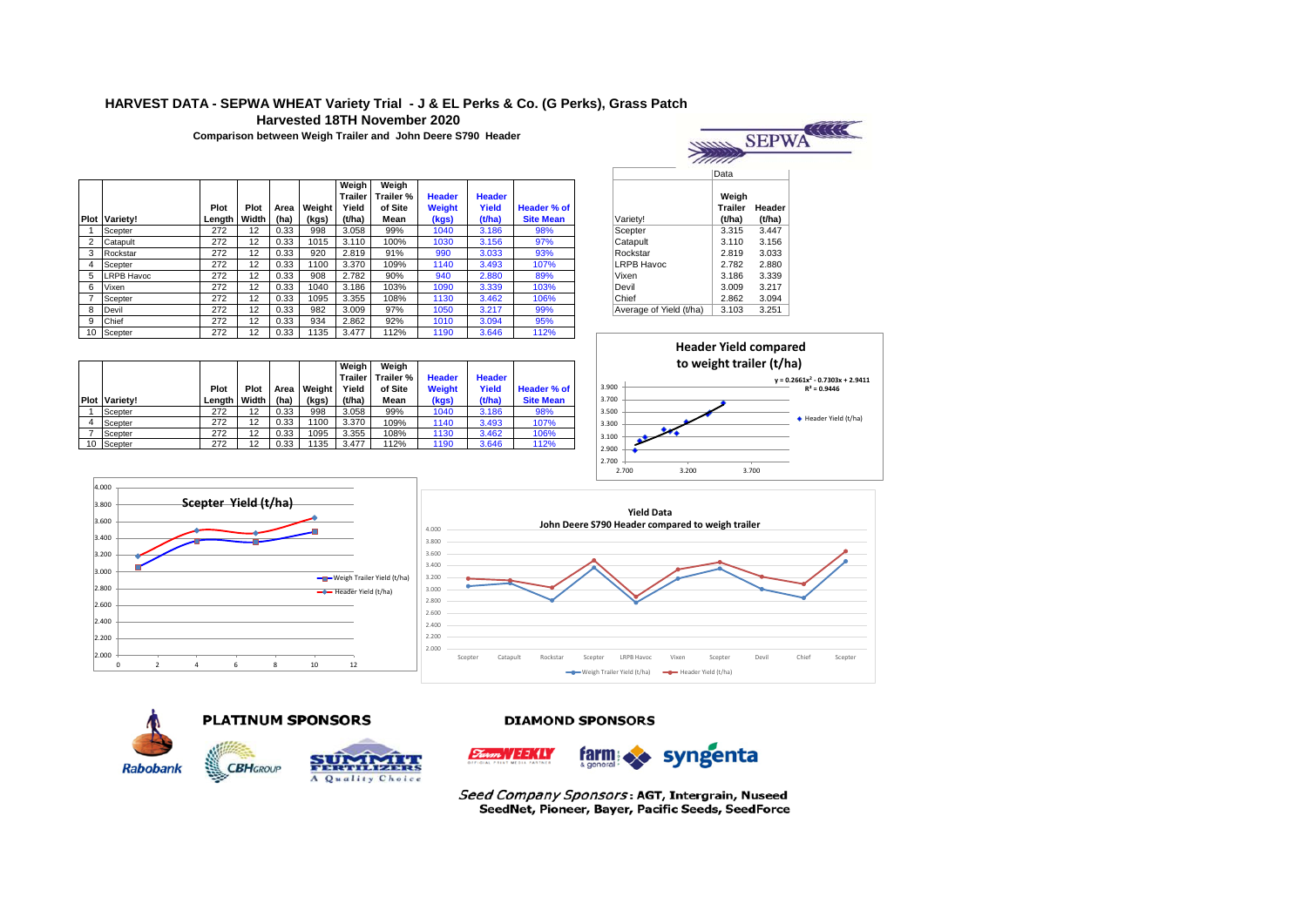# HARVEST DATA - SEPWA WHEAT Variety Trial - J & EL Perks & Co. (G Perks), Grass Patch

## Harvested 18TH November 2020

**Comparison between Weigh Trailer and John Deere S790 Header**

| Plot | Variety! | Plot Length | Plot Width | Area (ha) | Weight (kgs) | Weigh Trailer Yield (t/ha) | Weigh Trailer % of Site Mean | Header Weight (kgs) | Header Yield (t/ha) | Header % of Site Mean |
|---|---|---|---|---|---|---|---|---|---|---|
| 1 | Scepter | 272 | 12 | 0.33 | 998 | 3.058 | 99% | 1040 | 3.186 | 98% |
| 2 | Catapult | 272 | 12 | 0.33 | 1015 | 3.110 | 100% | 1030 | 3.156 | 97% |
| 3 | Rockstar | 272 | 12 | 0.33 | 920 | 2.819 | 91% | 990 | 3.033 | 93% |
| 4 | Scepter | 272 | 12 | 0.33 | 1100 | 3.370 | 109% | 1140 | 3.493 | 107% |
| 5 | LRPB Havoc | 272 | 12 | 0.33 | 908 | 2.782 | 90% | 940 | 2.880 | 89% |
| 6 | Vixen | 272 | 12 | 0.33 | 1040 | 3.186 | 103% | 1090 | 3.339 | 103% |
| 7 | Scepter | 272 | 12 | 0.33 | 1095 | 3.355 | 108% | 1130 | 3.462 | 106% |
| 8 | Devil | 272 | 12 | 0.33 | 982 | 3.009 | 97% | 1050 | 3.217 | 99% |
| 9 | Chief | 272 | 12 | 0.33 | 934 | 2.862 | 92% | 1010 | 3.094 | 95% |
| 10 | Scepter | 272 | 12 | 0.33 | 1135 | 3.477 | 112% | 1190 | 3.646 | 112% |

| Plot | Variety! | Plot Length | Plot Width | Area (ha) | Weight (kgs) | Weigh Trailer Yield (t/ha) | Weigh Trailer % of Site Mean | Header Weight (kgs) | Header Yield (t/ha) | Header % of Site Mean |
|---|---|---|---|---|---|---|---|---|---|---|
| 1 | Scepter | 272 | 12 | 0.33 | 998 | 3.058 | 99% | 1040 | 3.186 | 98% |
| 4 | Scepter | 272 | 12 | 0.33 | 1100 | 3.370 | 109% | 1140 | 3.493 | 107% |
| 7 | Scepter | 272 | 12 | 0.33 | 1095 | 3.355 | 108% | 1130 | 3.462 | 106% |
| 10 | Scepter | 272 | 12 | 0.33 | 1135 | 3.477 | 112% | 1190 | 3.646 | 112% |

| Variety! | Data: Weigh Trailer (t/ha) | Header (t/ha) |
|---|---|---|
| Scepter | 3.315 | 3.447 |
| Catapult | 3.110 | 3.156 |
| Rockstar | 2.819 | 3.033 |
| LRPB Havoc | 2.782 | 2.880 |
| Vixen | 3.186 | 3.339 |
| Devil | 3.009 | 3.217 |
| Chief | 2.862 | 3.094 |
| Average of Yield (t/ha) | 3.103 | 3.251 |

**Header Yield compared to weight trailer (t/ha)**

$y = 0.2661x^2 - 0.7303x + 2.9411$

$R^2 = 0.9446$

**Scepter Yield (t/ha)**

**Yield Data**
**John Deere S790 Header compared to weigh trailer**

**PLATINUM SPONSORS**

Rabobank, CBH Group, Summit Fertilizers

**DIAMOND SPONSORS**

Farm Weekly, farm & general, syngenta

*Seed Company Sponsors*: **AGT, Intergrain, Nuseed, SeedNet, Pioneer, Bayer, Pacific Seeds, SeedForce**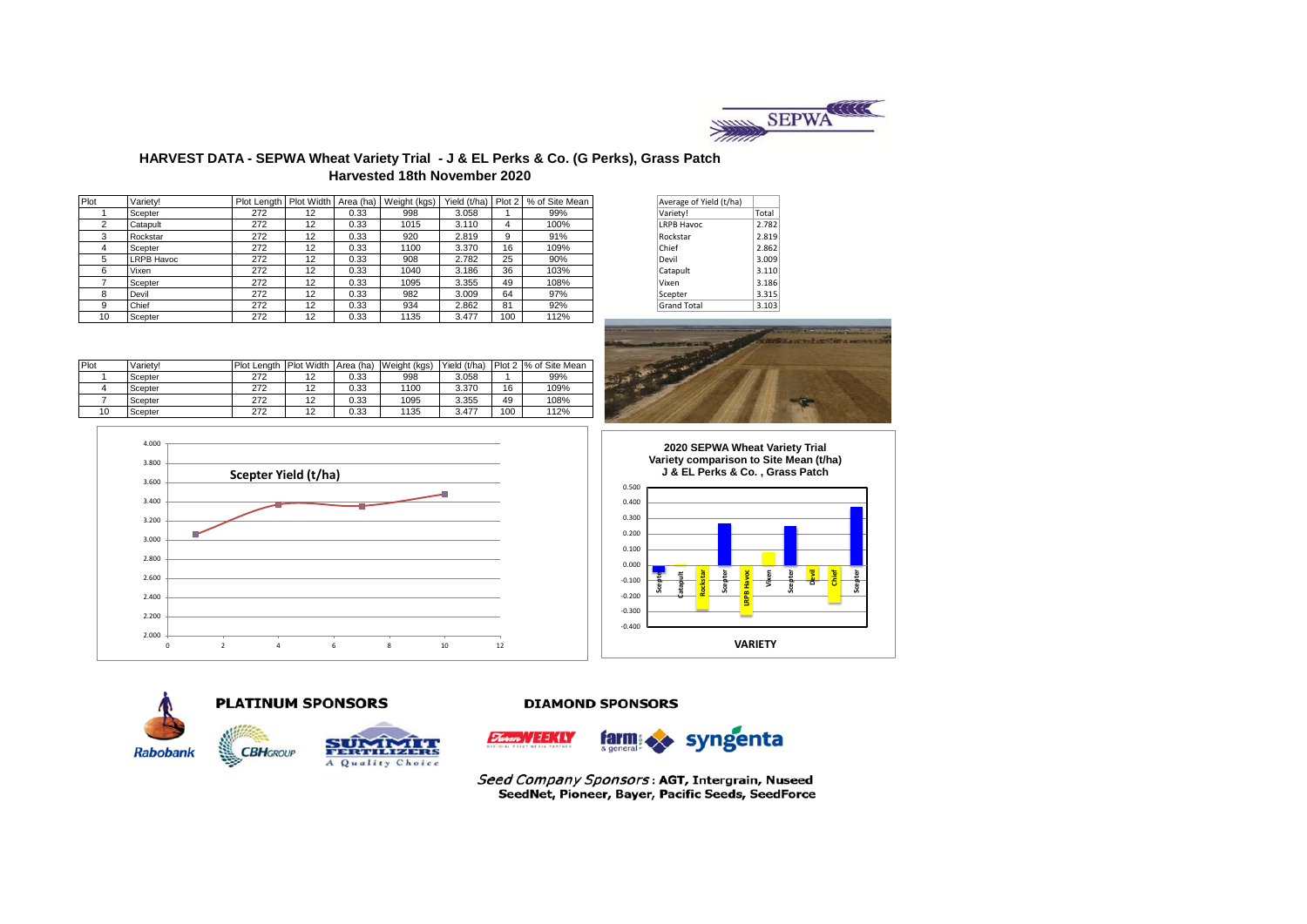# HARVEST DATA - SEPWA Wheat Variety Trial - J & EL Perks & Co. (G Perks), Grass Patch

## Harvested 18th November 2020

| Plot | Variety! | Plot Length | Plot Width | Area (ha) | Weight (kgs) | Yield (t/ha) | Plot 2 | % of Site Mean |
|---|---|---|---|---|---|---|---|---|
| 1 | Scepter | 272 | 12 | 0.33 | 998 | 3.058 | 1 | 99% |
| 2 | Catapult | 272 | 12 | 0.33 | 1015 | 3.110 | 4 | 100% |
| 3 | Rockstar | 272 | 12 | 0.33 | 920 | 2.819 | 9 | 91% |
| 4 | Scepter | 272 | 12 | 0.33 | 1100 | 3.370 | 16 | 109% |
| 5 | LRPB Havoc | 272 | 12 | 0.33 | 908 | 2.782 | 25 | 90% |
| 6 | Vixen | 272 | 12 | 0.33 | 1040 | 3.186 | 36 | 103% |
| 7 | Scepter | 272 | 12 | 0.33 | 1095 | 3.355 | 49 | 108% |
| 8 | Devil | 272 | 12 | 0.33 | 982 | 3.009 | 64 | 97% |
| 9 | Chief | 272 | 12 | 0.33 | 934 | 2.862 | 81 | 92% |
| 10 | Scepter | 272 | 12 | 0.33 | 1135 | 3.477 | 100 | 112% |

| Average of Yield (t/ha) | |
|---|---|
| Variety! | Total |
| LRPB Havoc | 2.782 |
| Rockstar | 2.819 |
| Chief | 2.862 |
| Devil | 3.009 |
| Catapult | 3.110 |
| Vixen | 3.186 |
| Scepter | 3.315 |
| Grand Total | 3.103 |

| Plot | Variety! | Plot Length | Plot Width | Area (ha) | Weight (kgs) | Yield (t/ha) | Plot 2 | % of Site Mean |
|---|---|---|---|---|---|---|---|---|
| 1 | Scepter | 272 | 12 | 0.33 | 998 | 3.058 | 1 | 99% |
| 4 | Scepter | 272 | 12 | 0.33 | 1100 | 3.370 | 16 | 109% |
| 7 | Scepter | 272 | 12 | 0.33 | 1095 | 3.355 | 49 | 108% |
| 10 | Scepter | 272 | 12 | 0.33 | 1135 | 3.477 | 100 | 112% |

Scepter Yield (t/ha)

2020 SEPWA Wheat Variety Trial
Variety comparison to Site Mean (t/ha)
J & EL Perks & Co. , Grass Patch

VARIETY

**PLATINUM SPONSORS**

Rabobank, CBH Group, Summit Fertilizers – A Quality Choice

**DIAMOND SPONSORS**

Farm Weekly, farm & general, syngenta

*Seed Company Sponsors*: **AGT, Intergrain, Nuseed SeedNet, Pioneer, Bayer, Pacific Seeds, SeedForce**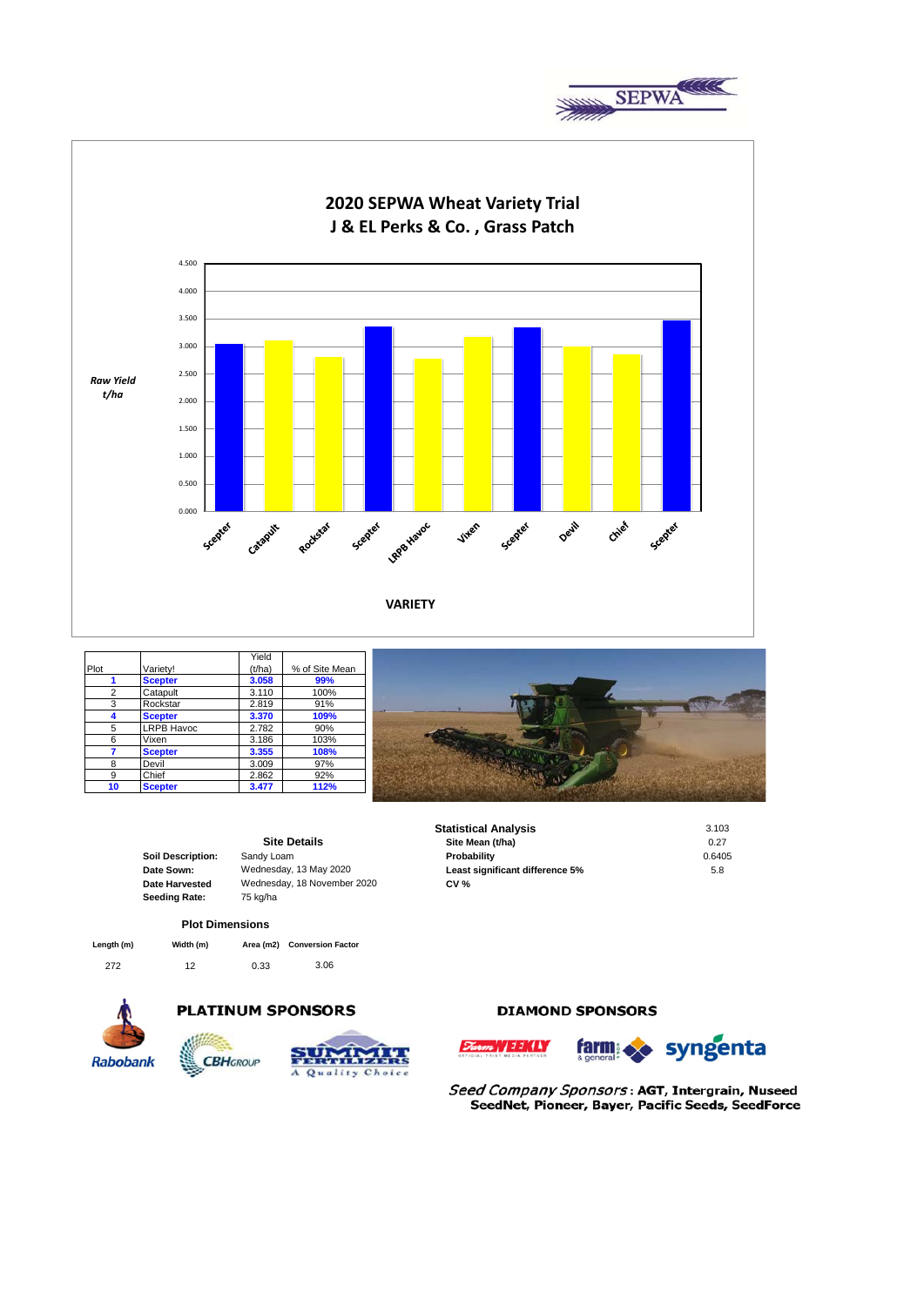# 2020 SEPWA Wheat Variety Trial
## J & EL Perks & Co. , Grass Patch

Raw Yield t/ha

VARIETY

| Plot | Variety! | Yield (t/ha) | % of Site Mean |
|---|---|---|---|
| **1** | **Scepter** | **3.058** | **99%** |
| 2 | Catapult | 3.110 | 100% |
| 3 | Rockstar | 2.819 | 91% |
| **4** | **Scepter** | **3.370** | **109%** |
| 5 | LRPB Havoc | 2.782 | 90% |
| 6 | Vixen | 3.186 | 103% |
| **7** | **Scepter** | **3.355** | **108%** |
| 8 | Devil | 3.009 | 97% |
| 9 | Chief | 2.862 | 92% |
| **10** | **Scepter** | **3.477** | **112%** |

### Site Details

| | |
|---|---|
| **Soil Description:** | Sandy Loam |
| **Date Sown:** | Wednesday, 13 May 2020 |
| **Date Harvested** | Wednesday, 18 November 2020 |
| **Seeding Rate:** | 75 kg/ha |

### Statistical Analysis

| | |
|---|---|
| **Site Mean (t/ha)** | 3.103 |
| **Probability** | 0.27 |
| **Least significant difference 5%** | 0.6405 |
| **CV %** | 5.8 |

### Plot Dimensions

| Length (m) | Width (m) | Area (m2) | Conversion Factor |
|---|---|---|---|
| 272 | 12 | 0.33 | 3.06 |

**PLATINUM SPONSORS**

Rabobank, CBH Group, Summit Fertilizers – A Quality Choice

**DIAMOND SPONSORS**

Farm Weekly, farm & general, syngenta

*Seed Company Sponsors* : **AGT, Intergrain, Nuseed SeedNet, Pioneer, Bayer, Pacific Seeds, SeedForce**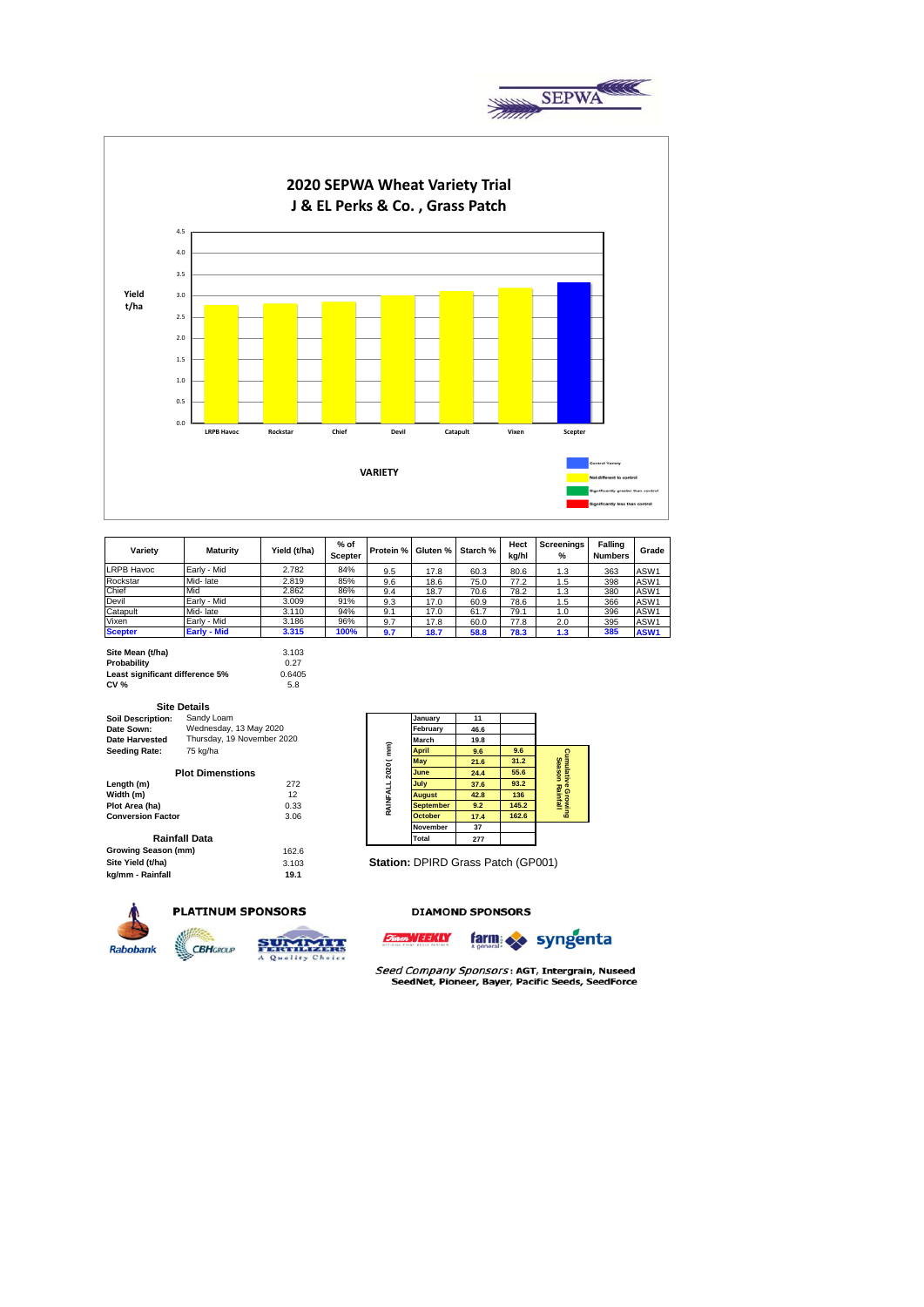SEPWA

## 2020 SEPWA Wheat Variety Trial
## J & EL Perks & Co. , Grass Patch

Yield t/ha

4.5
4.0
3.5
3.0
2.5
2.0
1.5
1.0
0.5
0.0

LRPB Havoc
Rockstar
Chief
Devil
Catapult
Vixen
Scepter

VARIETY

Control Variety
Not different to control
Significantly greater than control
Significantly less than control

| Variety | Maturity | Yield (t/ha) | % of Scepter | Protein % | Gluten % | Starch % | Hect kg/hl | Screenings % | Falling Numbers | Grade |
|---|---|---|---|---|---|---|---|---|---|---|
| LRPB Havoc | Early - Mid | 2.782 | 84% | 9.5 | 17.8 | 60.3 | 80.6 | 1.3 | 363 | ASW1 |
| Rockstar | Mid- late | 2.819 | 85% | 9.6 | 18.6 | 75.0 | 77.2 | 1.5 | 398 | ASW1 |
| Chief | Mid | 2.862 | 86% | 9.4 | 18.7 | 70.6 | 78.2 | 1.3 | 380 | ASW1 |
| Devil | Early - Mid | 3.009 | 91% | 9.3 | 17.0 | 60.9 | 78.6 | 1.5 | 366 | ASW1 |
| Catapult | Mid- late | 3.110 | 94% | 9.1 | 17.0 | 61.7 | 79.1 | 1.0 | 396 | ASW1 |
| Vixen | Early - Mid | 3.186 | 96% | 9.7 | 17.8 | 60.0 | 77.8 | 2.0 | 395 | ASW1 |
| **Scepter** | **Early - Mid** | **3.315** | **100%** | **9.7** | **18.7** | **58.8** | **78.3** | **1.3** | **385** | **ASW1** |

| | |
|---|---|
| **Site Mean (t/ha)** | 3.103 |
| **Probability** | 0.27 |
| **Least significant difference 5%** | 0.6405 |
| **CV %** | 5.8 |

### Site Details

| | |
|---|---|
| **Soil Description:** | Sandy Loam |
| **Date Sown:** | Wednesday, 13 May 2020 |
| **Date Harvested** | Thursday, 19 November 2020 |
| **Seeding Rate:** | 75 kg/ha |

### Plot Dimenstions

| | |
|---|---|
| **Length (m)** | 272 |
| **Width (m)** | 12 |
| **Plot Area (ha)** | 0.33 |
| **Conversion Factor** | 3.06 |

### Rainfall Data

| | |
|---|---|
| **Growing Season (mm)** | 162.6 |
| **Site Yield (t/ha)** | 3.103 |
| **kg/mm - Rainfall** | **19.1** |

RAINFALL 2020 ( mm)

| Month | Rainfall | Cumulative Growing Season Rainfall |
|---|---|---|
| January | 11 | |
| February | 46.6 | |
| March | 19.8 | |
| April | 9.6 | 9.6 |
| May | 21.6 | 31.2 |
| June | 24.4 | 55.6 |
| July | 37.6 | 93.2 |
| August | 42.8 | 136 |
| September | 9.2 | 145.2 |
| October | 17.4 | 162.6 |
| November | 37 | |
| Total | 277 | |

**Station:** DPIRD Grass Patch (GP001)

**PLATINUM SPONSORS**

Rabobank, CBH GROUP, SUMMIT FERTILIZERS A Quality Choice

**DIAMOND SPONSORS**

Farm Weekly, farm & general, syngenta

*Seed Company Sponsors*: **AGT, Intergrain, Nuseed SeedNet, Pioneer, Bayer, Pacific Seeds, SeedForce**